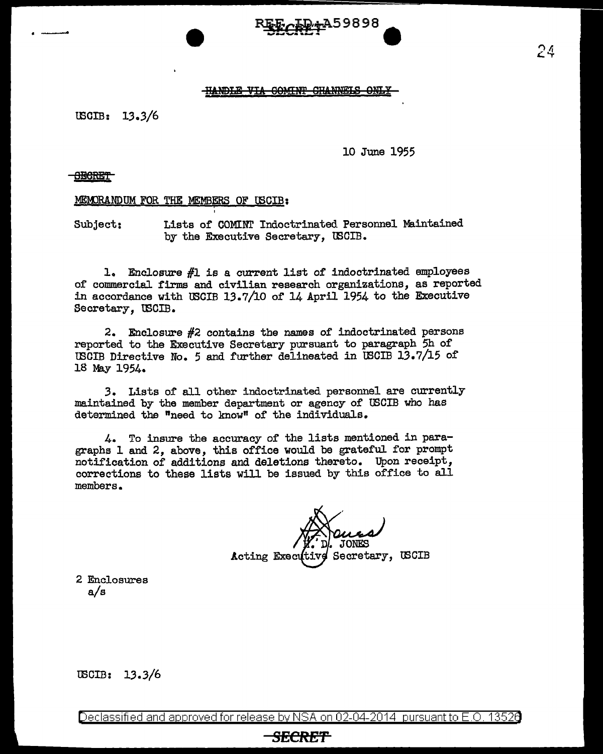REF ID:A59898

SECRET

~~HANDLE VIA COMINT CHANNELS ONLY~~

USCIB: 13.3/6

10 June 1955

~~SECRET~~

MEMORANDUM FOR THE MEMBERS OF USCIB:

Subject: Lists of COMINT Indoctrinated Personnel Maintained by the Executive Secretary, USCIB.

1. Enclosure #1 is a current list of indoctrinated employees of commercial firms and civilian research organizations, as reported in accordance with USCIB 13.7/10 of 14 April 1954 to the Executive Secretary, USCIB.

2. Enclosure #2 contains the names of indoctrinated persons reported to the Executive Secretary pursuant to paragraph 5h of USCIB Directive No. 5 and further delineated in USCIB 13.7/15 of 18 May 1954.

3. Lists of all other indoctrinated personnel are currently maintained by the member department or agency of USCIB who has determined the "need to know" of the individuals.

4. To insure the accuracy of the lists mentioned in paragraphs 1 and 2, above, this office would be grateful for prompt notification of additions and deletions thereto. Upon receipt, corrections to these lists will be issued by this office to all members.

H. D. JONES
Acting Executive Secretary, USCIB

2 Enclosures
a/s

USCIB: 13.3/6

Declassified and approved for release by NSA on 02-04-2014 pursuant to E.O. 13526

~~SECRET~~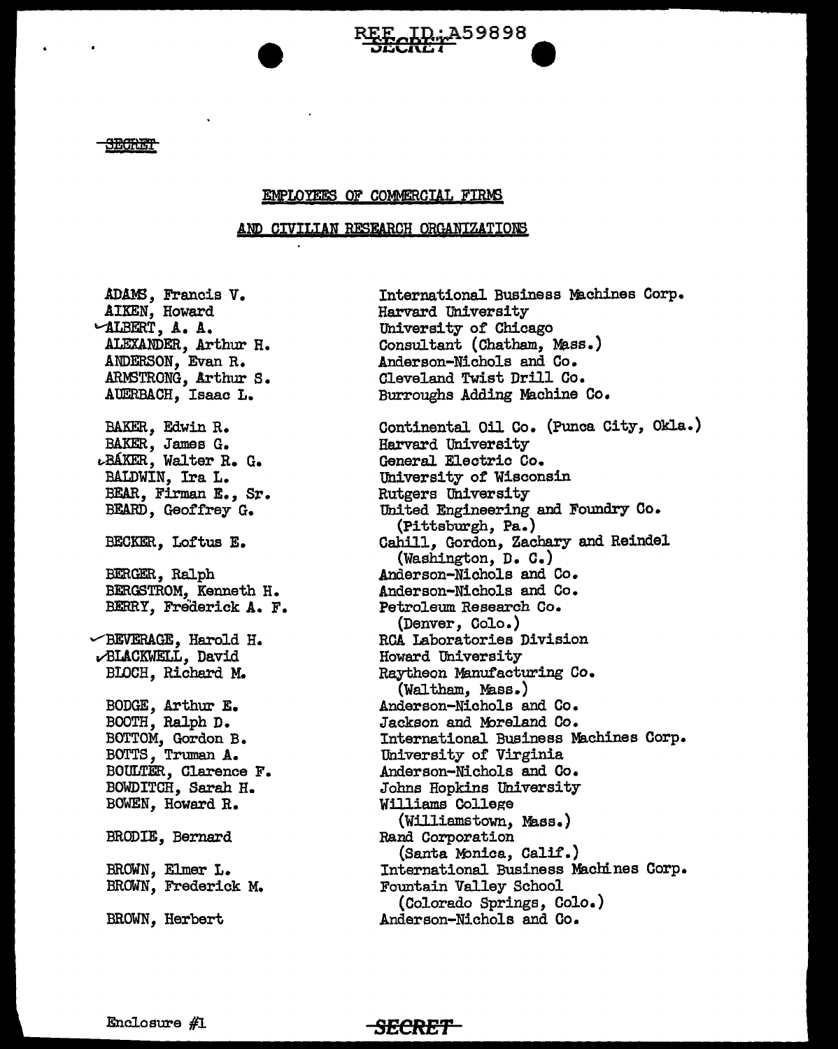SECRET

## EMPLOYEES OF COMMERCIAL FIRMS

## AND CIVILIAN RESEARCH ORGANIZATIONS

| | |
|---|---|
| ADAMS, Francis V. | International Business Machines Corp. |
| AIKEN, Howard | Harvard University |
| ALBERT, A. A. | University of Chicago |
| ALEXANDER, Arthur H. | Consultant (Chatham, Mass.) |
| ANDERSON, Evan R. | Anderson-Nichols and Co. |
| ARMSTRONG, Arthur S. | Cleveland Twist Drill Co. |
| AUERBACH, Isaac L. | Burroughs Adding Machine Co. |
| BAKER, Edwin R. | Continental Oil Co. (Punca City, Okla.) |
| BAKER, James G. | Harvard University |
| BAKER, Walter R. G. | General Electric Co. |
| BALDWIN, Ira L. | University of Wisconsin |
| BEAR, Firman E., Sr. | Rutgers University |
| BEARD, Geoffrey G. | United Engineering and Foundry Co. (Pittsburgh, Pa.) |
| BECKER, Loftus E. | Cahill, Gordon, Zachary and Reindel (Washington, D. C.) |
| BERGER, Ralph | Anderson-Nichols and Co. |
| BERGSTROM, Kenneth H. | Anderson-Nichols and Co. |
| BERRY, Frederick A. F. | Petroleum Research Co. (Denver, Colo.) |
| BEVERAGE, Harold H. | RCA Laboratories Division |
| BLACKWELL, David | Howard University |
| BLOCH, Richard M. | Raytheon Manufacturing Co. (Waltham, Mass.) |
| BODGE, Arthur E. | Anderson-Nichols and Co. |
| BOOTH, Ralph D. | Jackson and Moreland Co. |
| BOTTOM, Gordon B. | International Business Machines Corp. |
| BOTTS, Truman A. | University of Virginia |
| BOULTER, Clarence F. | Anderson-Nichols and Co. |
| BOWDITCH, Sarah H. | Johns Hopkins University |
| BOWEN, Howard R. | Williams College (Williamstown, Mass.) |
| BRODIE, Bernard | Rand Corporation (Santa Monica, Calif.) |
| BROWN, Elmer L. | International Business Machines Corp. |
| BROWN, Frederick M. | Fountain Valley School (Colorado Springs, Colo.) |
| BROWN, Herbert | Anderson-Nichols and Co. |

Enclosure #1

SECRET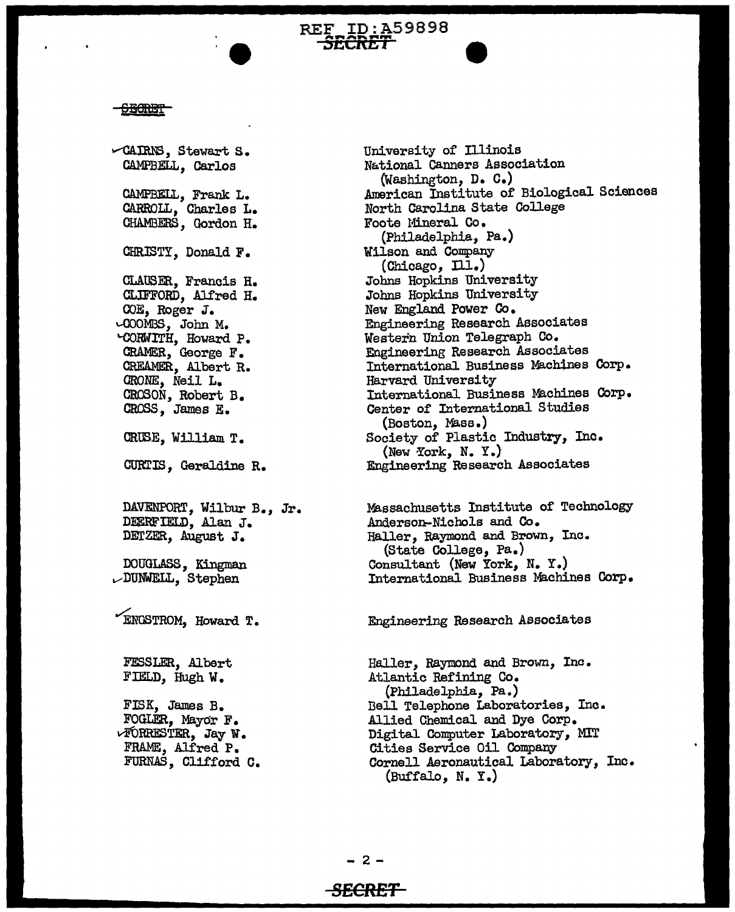~~SECRET~~

| Name | Affiliation |
|---|---|
| ✓CAIRNS, Stewart S. | University of Illinois |
| CAMPBELL, Carlos | National Canners Association (Washington, D. C.) |
| CAMPBELL, Frank L. | American Institute of Biological Sciences |
| CARROLL, Charles L. | North Carolina State College |
| CHAMBERS, Gordon H. | Foote Mineral Co. (Philadelphia, Pa.) |
| CHRISTY, Donald F. | Wilson and Company (Chicago, Ill.) |
| CLAUSER, Francis H. | Johns Hopkins University |
| CLIFFORD, Alfred H. | Johns Hopkins University |
| COE, Roger J. | New England Power Co. |
| ✓COOMBS, John M. | Engineering Research Associates |
| ✓CORWITH, Howard P. | Western Union Telegraph Co. |
| CRAMER, George F. | Engineering Research Associates |
| CREAMER, Albert R. | International Business Machines Corp. |
| CRONE, Neil L. | Harvard University |
| CROSON, Robert B. | International Business Machines Corp. |
| CROSS, James E. | Center of International Studies (Boston, Mass.) |
| CRUSE, William T. | Society of Plastic Industry, Inc. (New York, N. Y.) |
| CURTIS, Geraldine R. | Engineering Research Associates |
| DAVENPORT, Wilbur B., Jr. | Massachusetts Institute of Technology |
| DEERFIELD, Alan J. | Anderson-Nichols and Co. |
| DETZER, August J. | Haller, Raymond and Brown, Inc. (State College, Pa.) |
| DOUGLASS, Kingman | Consultant (New York, N. Y.) |
| ✓DUNWELL, Stephen | International Business Machines Corp. |
| ✓ENGSTROM, Howard T. | Engineering Research Associates |
| FESSLER, Albert | Haller, Raymond and Brown, Inc. |
| FIELD, Hugh W. | Atlantic Refining Co. (Philadelphia, Pa.) |
| FISK, James B. | Bell Telephone Laboratories, Inc. |
| FOGLER, Mayor F. | Allied Chemical and Dye Corp. |
| ✓FORRESTER, Jay W. | Digital Computer Laboratory, MIT |
| FRAME, Alfred P. | Cities Service Oil Company |
| FURNAS, Clifford C. | Cornell Aeronautical Laboratory, Inc. (Buffalo, N. Y.) |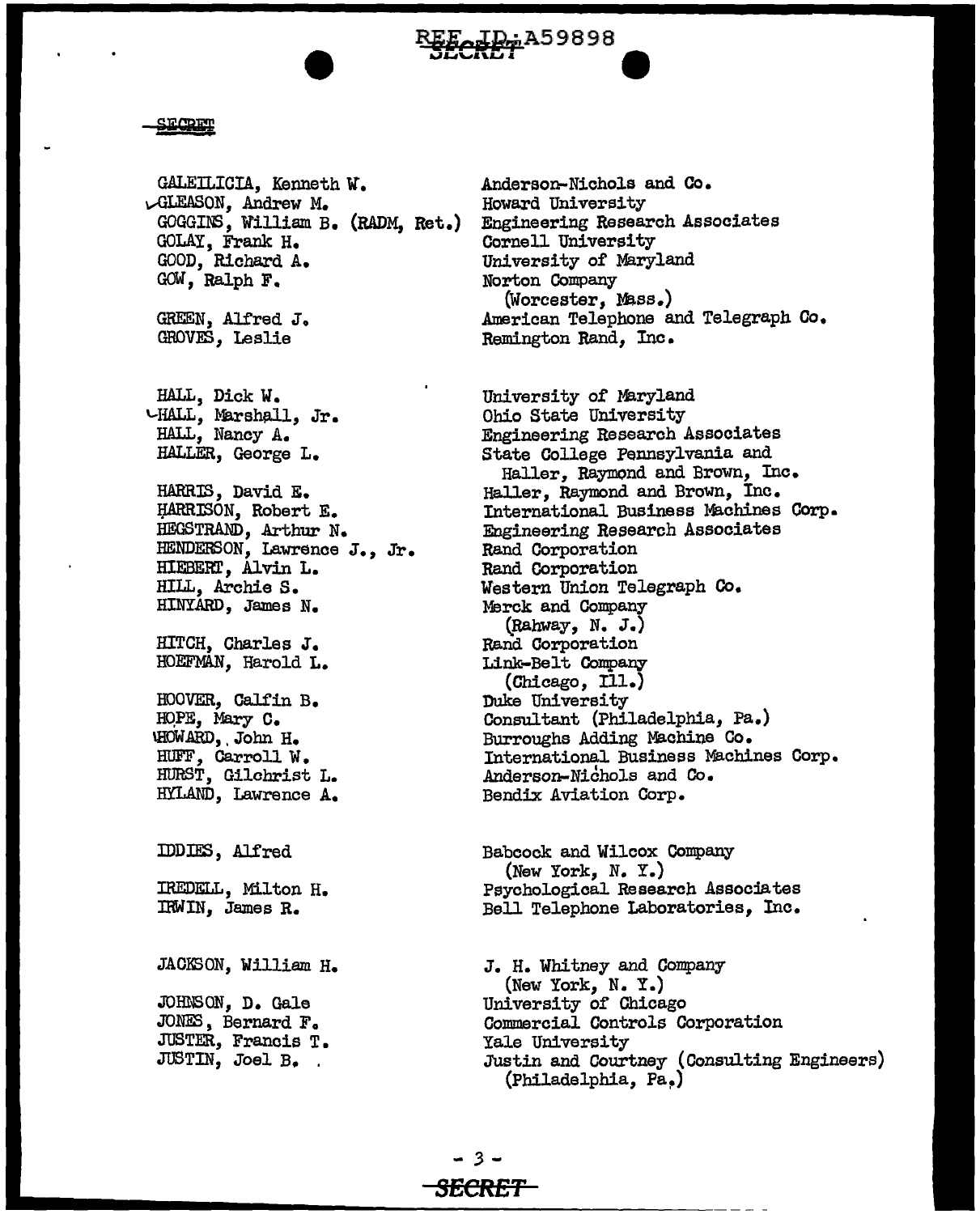SECRET

| | |
|---|---|
| GALEILICIA, Kenneth W. | Anderson-Nichols and Co. |
| GLEASON, Andrew M. | Howard University |
| GOGGINS, William B. (RADM, Ret.) | Engineering Research Associates |
| GOLAY, Frank H. | Cornell University |
| GOOD, Richard A. | University of Maryland |
| GOW, Ralph F. | Norton Company (Worcester, Mass.) |
| GREEN, Alfred J. | American Telephone and Telegraph Co. |
| GROVES, Leslie | Remington Rand, Inc. |
| HALL, Dick W. | University of Maryland |
| HALL, Marshall, Jr. | Ohio State University |
| HALL, Nancy A. | Engineering Research Associates |
| HALLER, George L. | State College Pennsylvania and Haller, Raymond and Brown, Inc. |
| HARRIS, David E. | Haller, Raymond and Brown, Inc. |
| HARRISON, Robert E. | International Business Machines Corp. |
| HEGSTRAND, Arthur N. | Engineering Research Associates |
| HENDERSON, Lawrence J., Jr. | Rand Corporation |
| HIEBERT, Alvin L. | Rand Corporation |
| HILL, Archie S. | Western Union Telegraph Co. |
| HINYARD, James N. | Merck and Company (Rahway, N. J.) |
| HITCH, Charles J. | Rand Corporation |
| HOEFMAN, Harold L. | Link-Belt Company (Chicago, Ill.) |
| HOOVER, Calfin B. | Duke University |
| HOPE, Mary C. | Consultant (Philadelphia, Pa.) |
| HOWARD, John H. | Burroughs Adding Machine Co. |
| HUFF, Carroll W. | International Business Machines Corp. |
| HURST, Gilchrist L. | Anderson-Nichols and Co. |
| HYLAND, Lawrence A. | Bendix Aviation Corp. |
| IDDIES, Alfred | Babcock and Wilcox Company (New York, N. Y.) |
| IREDELL, Milton H. | Psychological Research Associates |
| IRWIN, James R. | Bell Telephone Laboratories, Inc. |
| JACKSON, William H. | J. H. Whitney and Company (New York, N. Y.) |
| JOHNSON, D. Gale | University of Chicago |
| JONES, Bernard F. | Commercial Controls Corporation |
| JUSTER, Francis T. | Yale University |
| JUSTIN, Joel B. | Justin and Courtney (Consulting Engineers) (Philadelphia, Pa.) |

SECRET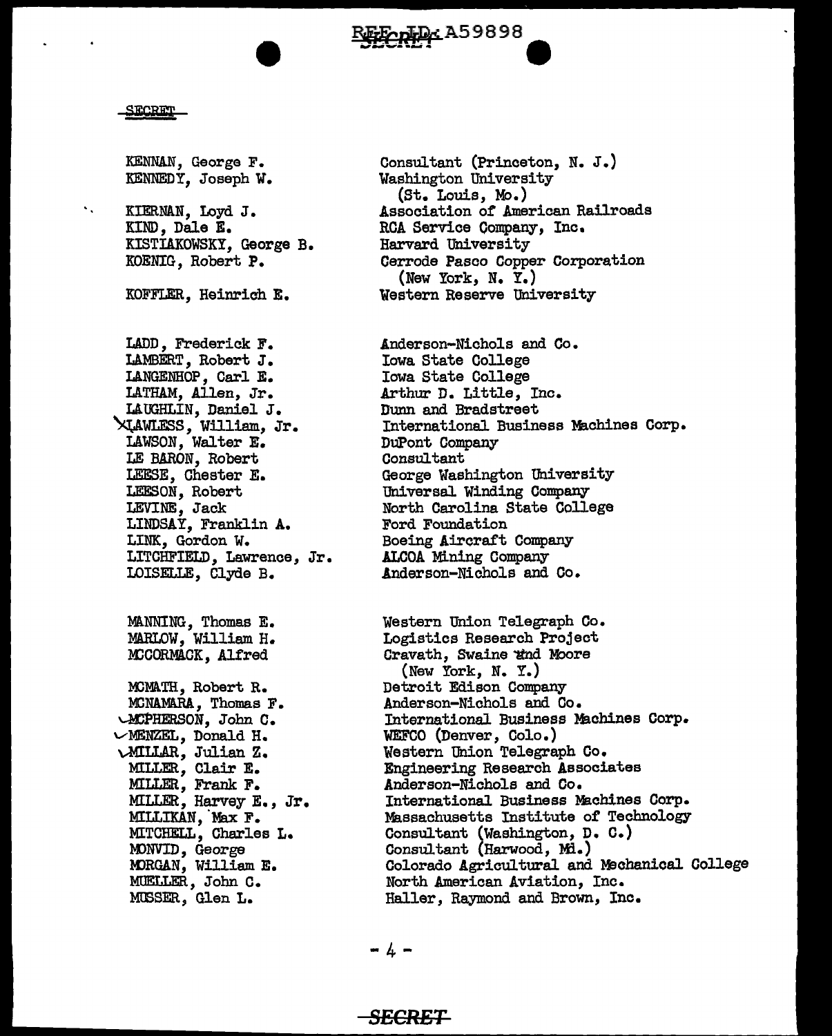SECRET

| | |
|---|---|
| KENNAN, George F. | Consultant (Princeton, N. J.) |
| KENNEDY, Joseph W. | Washington University (St. Louis, Mo.) |
| KIERNAN, Loyd J. | Association of American Railroads |
| KIND, Dale E. | RCA Service Company, Inc. |
| KISTIAKOWSKY, George B. | Harvard University |
| KOENIG, Robert P. | Cerrode Pasco Copper Corporation (New York, N. Y.) |
| KOFFLER, Heinrich E. | Western Reserve University |
| | |
| LADD, Frederick F. | Anderson-Nichols and Co. |
| LAMBERT, Robert J. | Iowa State College |
| LANGENHOP, Carl E. | Iowa State College |
| LATHAM, Allen, Jr. | Arthur D. Little, Inc. |
| LAUGHLIN, Daniel J. | Dunn and Bradstreet |
| LAWLESS, William, Jr. | International Business Machines Corp. |
| LAWSON, Walter E. | DuPont Company |
| LE BARON, Robert | Consultant |
| LEESE, Chester E. | George Washington University |
| LEESON, Robert | Universal Winding Company |
| LEVINE, Jack | North Carolina State College |
| LINDSAY, Franklin A. | Ford Foundation |
| LINK, Gordon W. | Boeing Aircraft Company |
| LITCHFIELD, Lawrence, Jr. | ALCOA Mining Company |
| LOISELLE, Clyde B. | Anderson-Nichols and Co. |
| | |
| MANNING, Thomas E. | Western Union Telegraph Co. |
| MARLOW, William H. | Logistics Research Project |
| MCCORMACK, Alfred | Cravath, Swaine and Moore (New York, N. Y.) |
| MCMATH, Robert R. | Detroit Edison Company |
| MCNAMARA, Thomas F. | Anderson-Nichols and Co. |
| MCPHERSON, John C. | International Business Machines Corp. |
| MENZEL, Donald H. | WEFCO (Denver, Colo.) |
| MILLAR, Julian Z. | Western Union Telegraph Co. |
| MILLER, Clair E. | Engineering Research Associates |
| MILLER, Frank F. | Anderson-Nichols and Co. |
| MILLER, Harvey E., Jr. | International Business Machines Corp. |
| MILLIKAN, Max F. | Massachusetts Institute of Technology |
| MITCHELL, Charles L. | Consultant (Washington, D. C.) |
| MONVID, George | Consultant (Harwood, Md.) |
| MORGAN, William E. | Colorado Agricultural and Mechanical College |
| MUELLER, John C. | North American Aviation, Inc. |
| MUSSER, Glen L. | Haller, Raymond and Brown, Inc. |

SECRET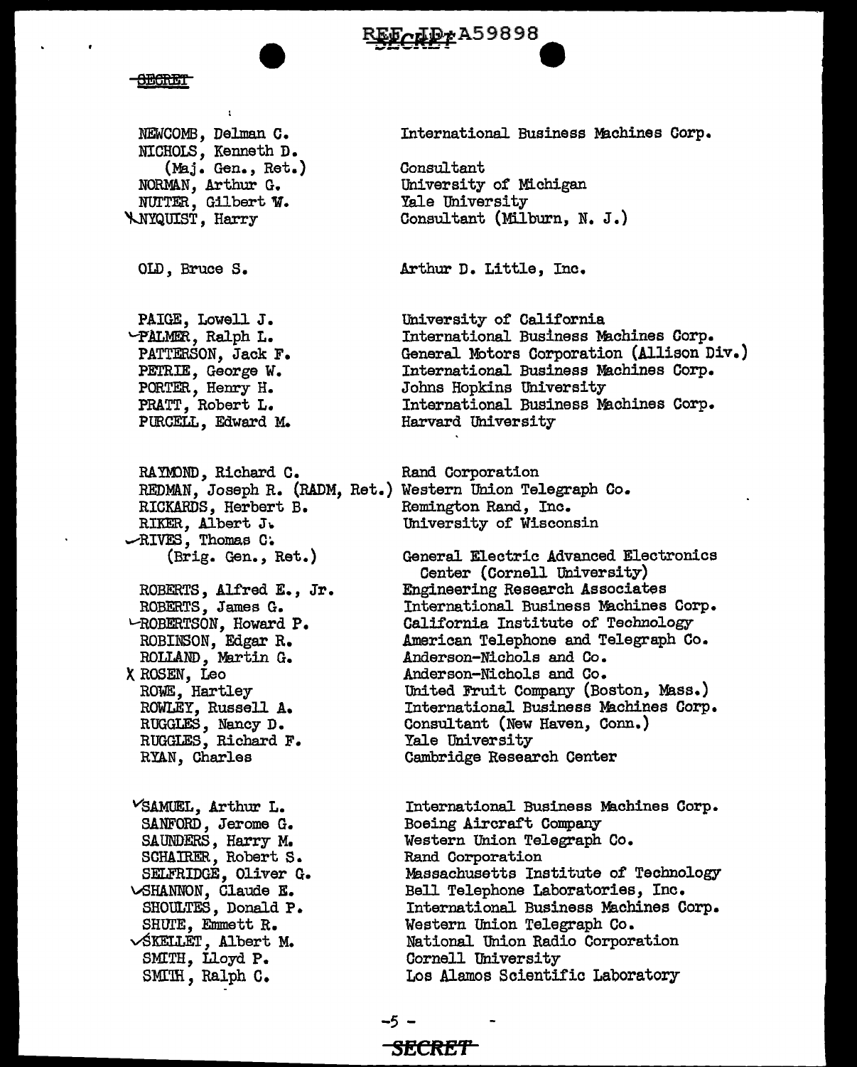REF ID:A59898

SECRET

| | |
|---|---|
| NEWCOMB, Delman C. | International Business Machines Corp. |
| NICHOLS, Kenneth D. (Maj. Gen., Ret.) | Consultant |
| NORMAN, Arthur G. | University of Michigan |
| NUTTER, Gilbert W. | Yale University |
| NYQUIST, Harry | Consultant (Milburn, N. J.) |
| | |
| OLD, Bruce S. | Arthur D. Little, Inc. |
| | |
| PAIGE, Lowell J. | University of California |
| PALMER, Ralph L. | International Business Machines Corp. |
| PATTERSON, Jack F. | General Motors Corporation (Allison Div.) |
| PETRIE, George W. | International Business Machines Corp. |
| PORTER, Henry H. | Johns Hopkins University |
| PRATT, Robert L. | International Business Machines Corp. |
| PURCELL, Edward M. | Harvard University |
| | |
| RAYMOND, Richard C. | Rand Corporation |
| REDMAN, Joseph R. (RADM, Ret.) | Western Union Telegraph Co. |
| RICKARDS, Herbert B. | Remington Rand, Inc. |
| RIKER, Albert J. | University of Wisconsin |
| RIVES, Thomas C. (Brig. Gen., Ret.) | General Electric Advanced Electronics Center (Cornell University) |
| ROBERTS, Alfred E., Jr. | Engineering Research Associates |
| ROBERTS, James G. | International Business Machines Corp. |
| ROBERTSON, Howard P. | California Institute of Technology |
| ROBINSON, Edgar R. | American Telephone and Telegraph Co. |
| ROLLAND, Martin G. | Anderson-Nichols and Co. |
| ROSEN, Leo | Anderson-Nichols and Co. |
| ROWE, Hartley | United Fruit Company (Boston, Mass.) |
| ROWLEY, Russell A. | International Business Machines Corp. |
| RUGGLES, Nancy D. | Consultant (New Haven, Conn.) |
| RUGGLES, Richard F. | Yale University |
| RYAN, Charles | Cambridge Research Center |
| | |
| SAMUEL, Arthur L. | International Business Machines Corp. |
| SANFORD, Jerome G. | Boeing Aircraft Company |
| SAUNDERS, Harry M. | Western Union Telegraph Co. |
| SCHAIRER, Robert S. | Rand Corporation |
| SELFRIDGE, Oliver G. | Massachusetts Institute of Technology |
| SHANNON, Claude E. | Bell Telephone Laboratories, Inc. |
| SHOULTES, Donald P. | International Business Machines Corp. |
| SHUTE, Emmett R. | Western Union Telegraph Co. |
| SKELLET, Albert M. | National Union Radio Corporation |
| SMITH, Lloyd P. | Cornell University |
| SMITH, Ralph C. | Los Alamos Scientific Laboratory |

SECRET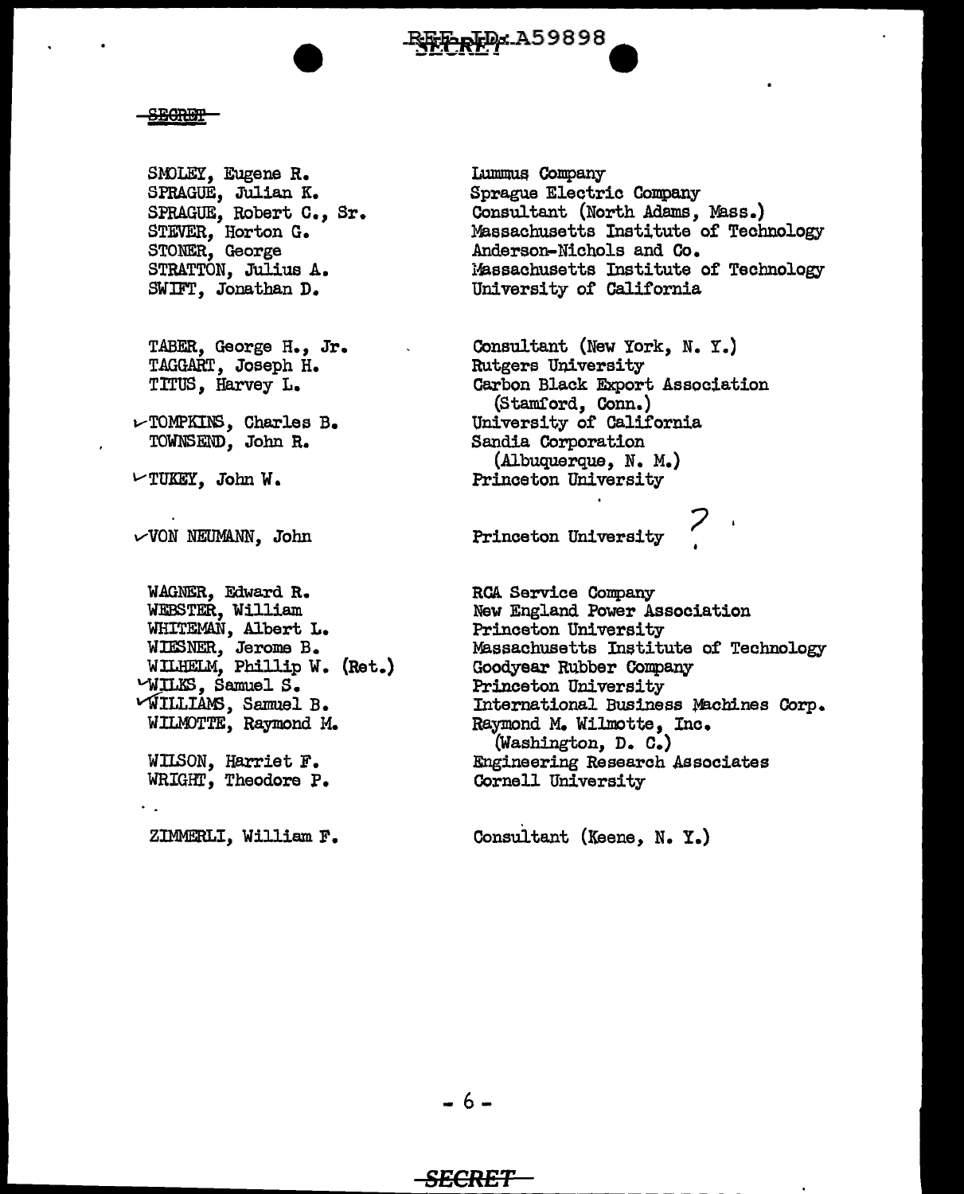REF ID:A59898

SECRET

| | |
|---|---|
| SMOLEY, Eugene R. | Lummus Company |
| SPRAGUE, Julian K. | Sprague Electric Company |
| SPRAGUE, Robert C., Sr. | Consultant (North Adams, Mass.) |
| STEVER, Horton G. | Massachusetts Institute of Technology |
| STONER, George | Anderson-Nichols and Co. |
| STRATTON, Julius A. | Massachusetts Institute of Technology |
| SWIFT, Jonathan D. | University of California |
| | |
| TABER, George H., Jr. | Consultant (New York, N. Y.) |
| TAGGART, Joseph H. | Rutgers University |
| TITUS, Harvey L. | Carbon Black Export Association (Stamford, Conn.) |
| ✓TOMPKINS, Charles B. | University of California |
| TOWNSEND, John R. | Sandia Corporation (Albuquerque, N. M.) |
| ✓TUKEY, John W. | Princeton University |
| | |
| ✓VON NEUMANN, John | Princeton University ? |
| | |
| WAGNER, Edward R. | RCA Service Company |
| WEBSTER, William | New England Power Association |
| WHITEMAN, Albert L. | Princeton University |
| WIESNER, Jerome B. | Massachusetts Institute of Technology |
| WILHELM, Phillip W. (Ret.) | Goodyear Rubber Company |
| ✓WILKS, Samuel S. | Princeton University |
| ✓WILLIAMS, Samuel B. | International Business Machines Corp. |
| WILMOTTE, Raymond M. | Raymond M. Wilmotte, Inc. (Washington, D. C.) |
| WILSON, Harriet F. | Engineering Research Associates |
| WRIGHT, Theodore P. | Cornell University |
| | |
| ZIMMERLI, William F. | Consultant (Keene, N. Y.) |

SECRET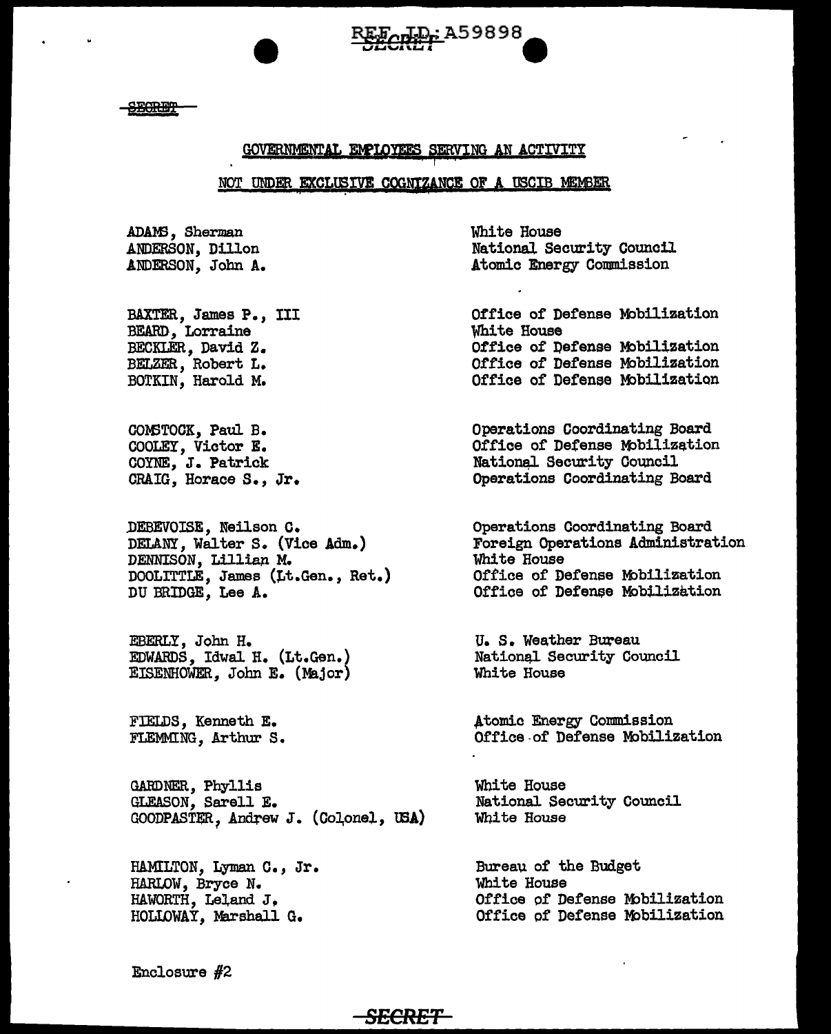SECRET

## GOVERNMENTAL EMPLOYEES SERVING AN ACTIVITY

## NOT UNDER EXCLUSIVE COGNIZANCE OF A USCIB MEMBER

| Name | Activity |
|---|---|
| ADAMS, Sherman | White House |
| ANDERSON, Dillon | National Security Council |
| ANDERSON, John A. | Atomic Energy Commission |
| BAXTER, James P., III | Office of Defense Mobilization |
| BEARD, Lorraine | White House |
| BECKLER, David Z. | Office of Defense Mobilization |
| BELZER, Robert L. | Office of Defense Mobilization |
| BOTKIN, Harold M. | Office of Defense Mobilization |
| COMSTOCK, Paul B. | Operations Coordinating Board |
| COOLEY, Victor E. | Office of Defense Mobilization |
| COYNE, J. Patrick | National Security Council |
| CRAIG, Horace S., Jr. | Operations Coordinating Board |
| DEBEVOISE, Neilson C. | Operations Coordinating Board |
| DELANY, Walter S. (Vice Adm.) | Foreign Operations Administration |
| DENNISON, Lillian M. | White House |
| DOOLITTLE, James (Lt.Gen., Ret.) | Office of Defense Mobilization |
| DU BRIDGE, Lee A. | Office of Defense Mobilization |
| EBERLY, John H. | U. S. Weather Bureau |
| EDWARDS, Idwal H. (Lt.Gen.) | National Security Council |
| EISENHOWER, John E. (Major) | White House |
| FIELDS, Kenneth E. | Atomic Energy Commission |
| FLEMMING, Arthur S. | Office of Defense Mobilization |
| GARDNER, Phyllis | White House |
| GLEASON, Sarell E. | National Security Council |
| GOODPASTER, Andrew J. (Colonel, USA) | White House |
| HAMILTON, Lyman C., Jr. | Bureau of the Budget |
| HARLOW, Bryce N. | White House |
| HAWORTH, Leland J. | Office of Defense Mobilization |
| HOLLOWAY, Marshall G. | Office of Defense Mobilization |

Enclosure #2

SECRET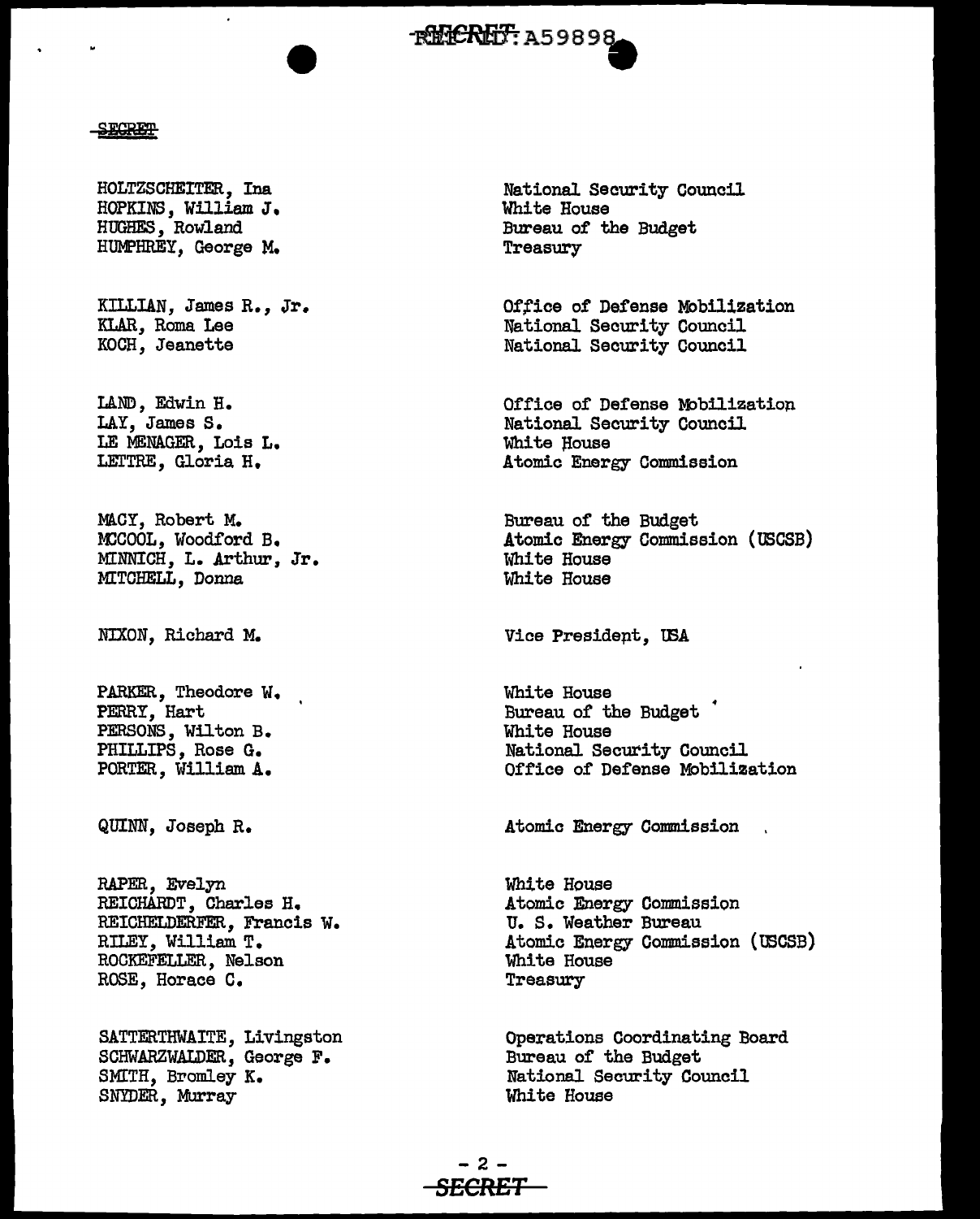SECRET: A59898

SECRET

| | |
|---|---|
| HOLTZSCHEITER, Ina | National Security Council |
| HOPKINS, William J. | White House |
| HUGHES, Rowland | Bureau of the Budget |
| HUMPHREY, George M. | Treasury |
| | |
| KILLIAN, James R., Jr. | Office of Defense Mobilization |
| KLAR, Roma Lee | National Security Council |
| KOCH, Jeanette | National Security Council |
| | |
| LAND, Edwin H. | Office of Defense Mobilization |
| LAY, James S. | National Security Council |
| LE MENAGER, Lois L. | White House |
| LETTRE, Gloria H. | Atomic Energy Commission |
| | |
| MACY, Robert M. | Bureau of the Budget |
| MCCOOL, Woodford B. | Atomic Energy Commission (USCSB) |
| MINNICH, L. Arthur, Jr. | White House |
| MITCHELL, Donna | White House |
| | |
| NIXON, Richard M. | Vice President, USA |
| | |
| PARKER, Theodore W. | White House |
| PERRY, Hart | Bureau of the Budget |
| PERSONS, Wilton B. | White House |
| PHILLIPS, Rose G. | National Security Council |
| PORTER, William A. | Office of Defense Mobilization |
| | |
| QUINN, Joseph R. | Atomic Energy Commission |
| | |
| RAPER, Evelyn | White House |
| REICHARDT, Charles H. | Atomic Energy Commission |
| REICHELDERFER, Francis W. | U. S. Weather Bureau |
| RILEY, William T. | Atomic Energy Commission (USCSB) |
| ROCKEFELLER, Nelson | White House |
| ROSE, Horace C. | Treasury |
| | |
| SATTERTHWAITE, Livingston | Operations Coordinating Board |
| SCHWARZWALDER, George F. | Bureau of the Budget |
| SMITH, Bromley K. | National Security Council |
| SNYDER, Murray | White House |

SECRET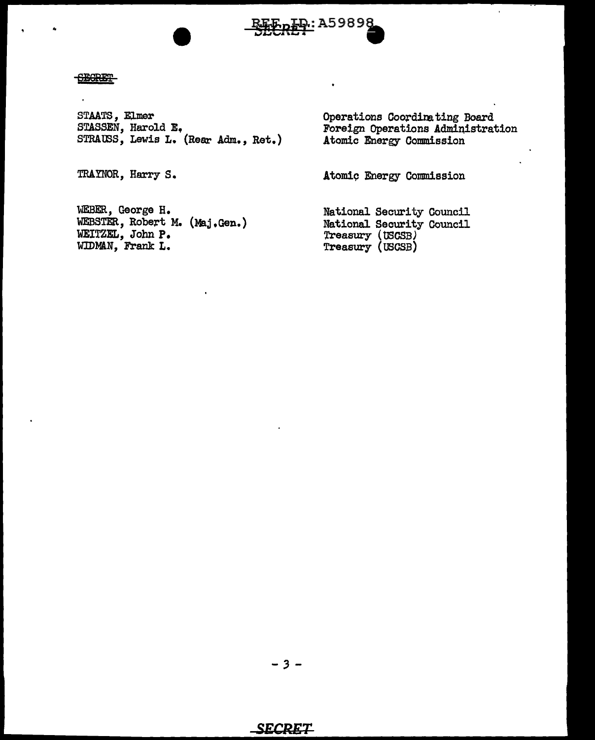SECRET

| | |
|---|---|
| STAATS, Elmer | Operations Coordinating Board |
| STASSEN, Harold E. | Foreign Operations Administration |
| STRAUSS, Lewis L. (Rear Adm., Ret.) | Atomic Energy Commission |
| TRAYNOR, Harry S. | Atomic Energy Commission |
| WEBER, George H. | National Security Council |
| WEBSTER, Robert M. (Maj.Gen.) | National Security Council |
| WEITZEL, John P. | Treasury (USCSB) |
| WIDMAN, Frank L. | Treasury (USCSB) |

SECRET